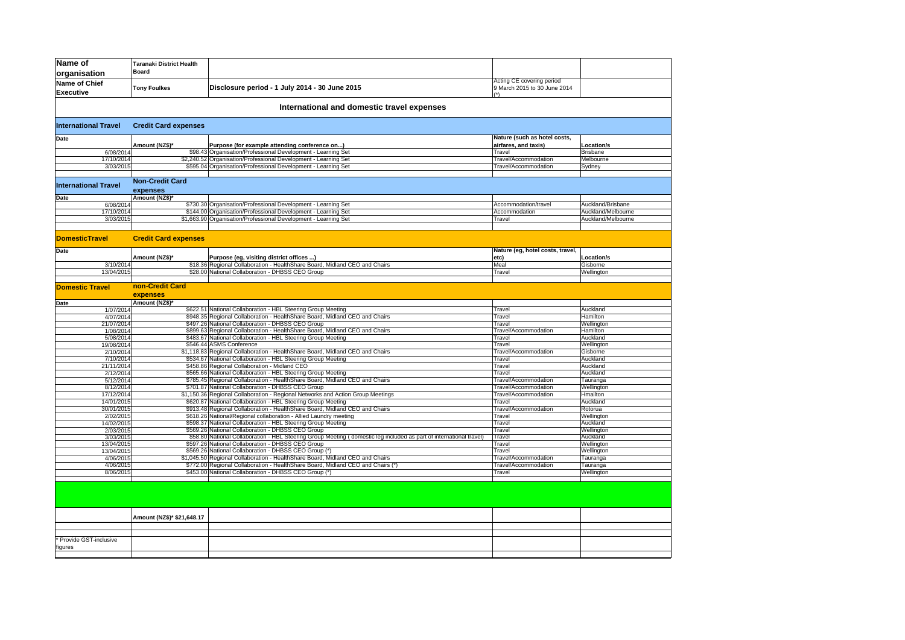| Name of organisation | Taranaki District Health Board | | | |
|---|---|---|---|---|
| Name of Chief Executive | Tony Foulkes | Disclosure period - 1 July 2014 - 30 June 2015 | Acting CE covering period 9 March 2015 to 30 June 2014 (*) | |

## International and domestic travel expenses

**International Travel** — **Credit Card expenses**

| Date | Amount (NZ$)* | Purpose (for example attending conference on...) | Nature (such as hotel costs, airfares, and taxis) | Location/s |
|---|---|---|---|---|
| 6/08/2014 | $98.43 | Organisation/Professional Development - Learning Set | Travel | Brisbane |
| 17/10/2014 | $2,240.52 | Organisation/Professional Development - Learning Set | Travel/Accommodation | Melbourne |
| 3/03/2015 | $595.04 | Organisation/Professional Development - Learning Set | Travel/Accommodation | Sydney |

**International Travel** — **Non-Credit Card expenses**

| Date | Amount (NZ$)* | | | |
|---|---|---|---|---|
| 6/08/2014 | $730.30 | Organisation/Professional Development - Learning Set | Accommodation/travel | Auckland/Brisbane |
| 17/10/2014 | $144.00 | Organisation/Professional Development - Learning Set | Accommodation | Auckland/Melbourne |
| 3/03/2015 | $1,663.90 | Organisation/Professional Development - Learning Set | Travel | Auckland/Melbourne |

**DomesticTravel** — **Credit Card expenses**

| Date | Amount (NZ$)* | Purpose (eg, visiting district offices ...) | Nature (eg, hotel costs, travel, etc) | Location/s |
|---|---|---|---|---|
| 3/10/2014 | $18.36 | Regional Collaboration - HealthShare Board, Midland CEO and Chairs | Meal | Gisborne |
| 13/04/2015 | $28.00 | National Collaboration - DHBSS CEO Group | Travel | Wellington |

**Domestic Travel** — **non-Credit Card expenses**

| Date | Amount (NZ$)* | | | |
|---|---|---|---|---|
| 1/07/2014 | $622.51 | National Collaboration - HBL Steering Group Meeting | Travel | Auckland |
| 4/07/2014 | $948.35 | Regional Collaboration - HealthShare Board, Midland CEO and Chairs | Travel | Hamilton |
| 21/07/2014 | $497.26 | National Collaboration - DHBSS CEO Group | Travel | Wellington |
| 1/08/2014 | $899.63 | Regional Collaboration - HealthShare Board, Midland CEO and Chairs | Travel/Accommodation | Hamilton |
| 5/08/2014 | $483.67 | National Collaboration - HBL Steering Group Meeting | Travel | Auckland |
| 19/08/2014 | $546.44 | ASMS Conference | Travel | Wellington |
| 2/10/2014 | $1,118.83 | Regional Collaboration - HealthShare Board, Midland CEO and Chairs | Travel/Accommodation | Gisborne |
| 7/10/2014 | $534.67 | National Collaboration - HBL Steering Group Meeting | Travel | Auckland |
| 21/11/2014 | $458.86 | Regional Collaboration - Midland CEO | Travel | Auckland |
| 2/12/2014 | $565.66 | National Collaboration - HBL Steering Group Meeting | Travel | Auckland |
| 5/12/2014 | $785.45 | Regional Collaboration - HealthShare Board, Midland CEO and Chairs | Travel/Accommodation | Tauranga |
| 8/12/2014 | $701.87 | National Collaboration - DHBSS CEO Group | Travel/Accommodation | Wellington |
| 17/12/2014 | $1,150.36 | Regional Collaboration - Regional Networks and Action Group Meetings | Travel/Accommodation | Hmailton |
| 14/01/2015 | $620.87 | National Collaboration - HBL Steering Group Meeting | Travel | Auckland |
| 30/01/2015 | $913.48 | Regional Collaboration - HealthShare Board, Midland CEO and Chairs | Travel/Accommodation | Rotorua |
| 2/02/2015 | $618.26 | National/Regional collaboration - Allied Laundry meeting | Travel | Wellington |
| 14/02/2015 | $598.37 | National Collaboration - HBL Steering Group Meeting | Travel | Auckland |
| 2/03/2015 | $569.26 | National Collaboration - DHBSS CEO Group | Travel | Wellington |
| 3/03/2015 | $58.80 | National Collaboration - HBL Steering Group Meeting ( domestic leg included as part of international travel) | Travel | Auckland |
| 13/04/2015 | $597.26 | National Collaboration - DHBSS CEO Group | Travel | Wellington |
| 13/04/2015 | $569.26 | National Collaboration - DHBSS CEO Group (*) | Travel | Wellington |
| 4/06/2015 | $1,045.50 | Regional Collaboration - HealthShare Board, Midland CEO and Chairs | Travel/Accommodation | Tauranga |
| 4/06/2015 | $772.00 | Regional Collaboration - HealthShare Board, Midland CEO and Chairs (*) | Travel/Accommodation | Tauranga |
| 8/06/2015 | $453.00 | National Collaboration - DHBSS CEO Group (*) | Travel | Wellington |

| | Amount (NZ$)* $21,648.17 | | | |
|---|---|---|---|---|

* Provide GST-inclusive figures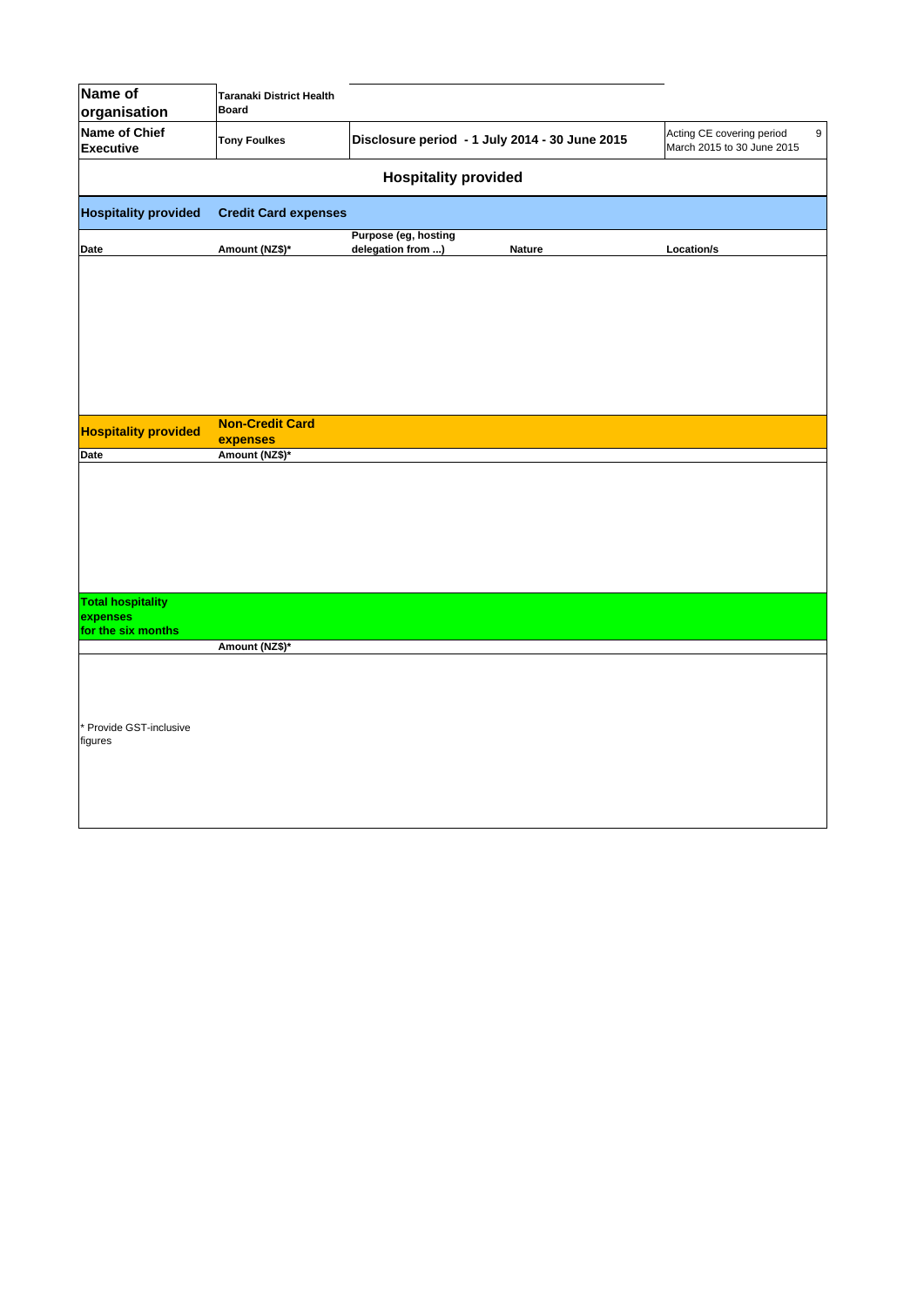| Name of organisation | Taranaki District Health Board | | | |
|---|---|---|---|---|
| Name of Chief Executive | Tony Foulkes | Disclosure period - 1 July 2014 - 30 June 2015 | | Acting CE covering period 9 March 2015 to 30 June 2015 |

## Hospitality provided

| Hospitality provided | Credit Card expenses | | | |
|---|---|---|---|---|
| Date | Amount (NZ$)* | Purpose (eg, hosting delegation from ...) | Nature | Location/s |

| Hospitality provided | Non-Credit Card expenses |
|---|---|
| Date | Amount (NZ$)* |

| Total hospitality expenses for the six months | |
|---|---|
| | Amount (NZ$)* |

* Provide GST-inclusive figures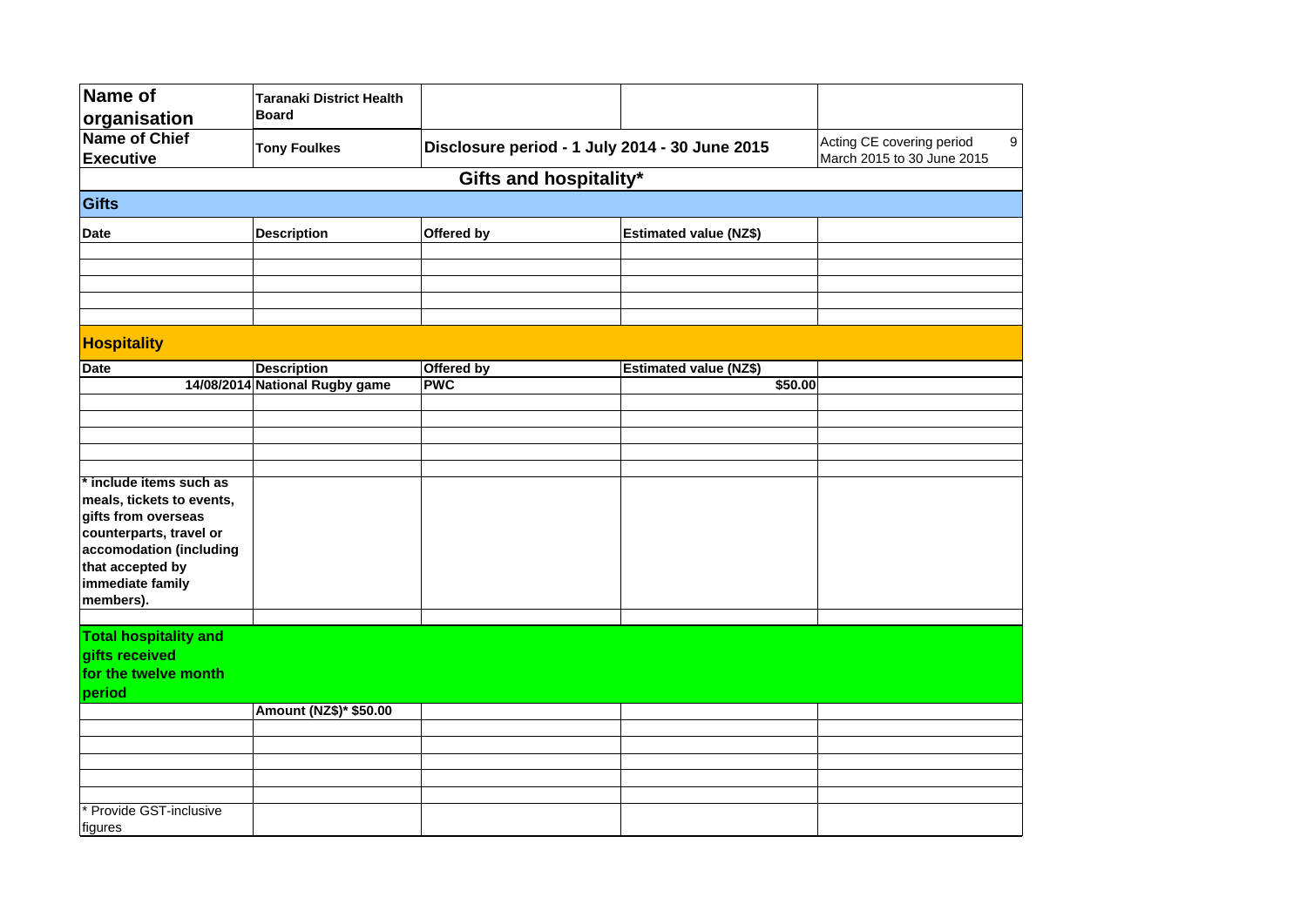| Name of organisation | Taranaki District Health Board | | | |
|---|---|---|---|---|
| Name of Chief Executive | Tony Foulkes | Disclosure period - 1 July 2014 - 30 June 2015 | | Acting CE covering period 9 March 2015 to 30 June 2015 |

## Gifts and hospitality*

### Gifts

| Date | Description | Offered by | Estimated value (NZ$) | |
|---|---|---|---|---|
| | | | | |
| | | | | |
| | | | | |
| | | | | |
| | | | | |

### Hospitality

| Date | Description | Offered by | Estimated value (NZ$) | |
|---|---|---|---|---|
| 14/08/2014 | National Rugby game | PWC | $50.00 | |
| | | | | |
| | | | | |
| | | | | |
| | | | | |
| | | | | |

**\* include items such as meals, tickets to events, gifts from overseas counterparts, travel or accomodation (including that accepted by immediate family members).**

### Total hospitality and gifts received for the twelve month period

| | Amount (NZ$)* $50.00 | | | |
|---|---|---|---|---|
| | | | | |
| | | | | |
| | | | | |
| | | | | |
| | | | | |

\* Provide GST-inclusive figures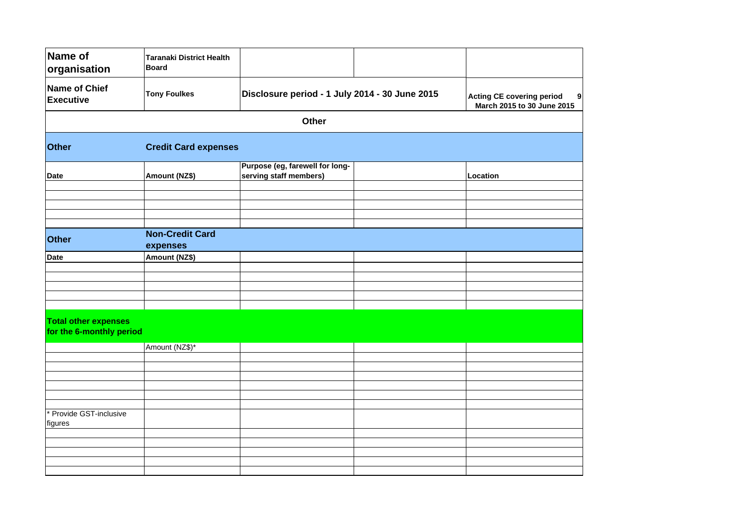| | | | | |
|---|---|---|---|---|
| **Name of organisation** | **Taranaki District Health Board** | | | |
| **Name of Chief Executive** | **Tony Foulkes** | **Disclosure period - 1 July 2014 - 30 June 2015** | | **Acting CE covering period 9 March 2015 to 30 June 2015** |
| | | **Other** | | |
| **Other** | **Credit Card expenses** | | | |
| **Date** | **Amount (NZ$)** | **Purpose (eg, farewell for long-serving staff members)** | | **Location** |
| | | | | |
| | | | | |
| | | | | |
| | | | | |
| | | | | |
| **Other** | **Non-Credit Card expenses** | | | |
| **Date** | **Amount (NZ$)** | | | |
| | | | | |
| | | | | |
| | | | | |
| | | | | |
| | | | | |
| **Total other expenses for the 6-monthly period** | | | | |
| | Amount (NZ$)* | | | |
| | | | | |
| | | | | |
| | | | | |
| | | | | |
| | | | | |
| | | | | |
| * Provide GST-inclusive figures | | | | |
| | | | | |
| | | | | |
| | | | | |
| | | | | |
| | | | | |